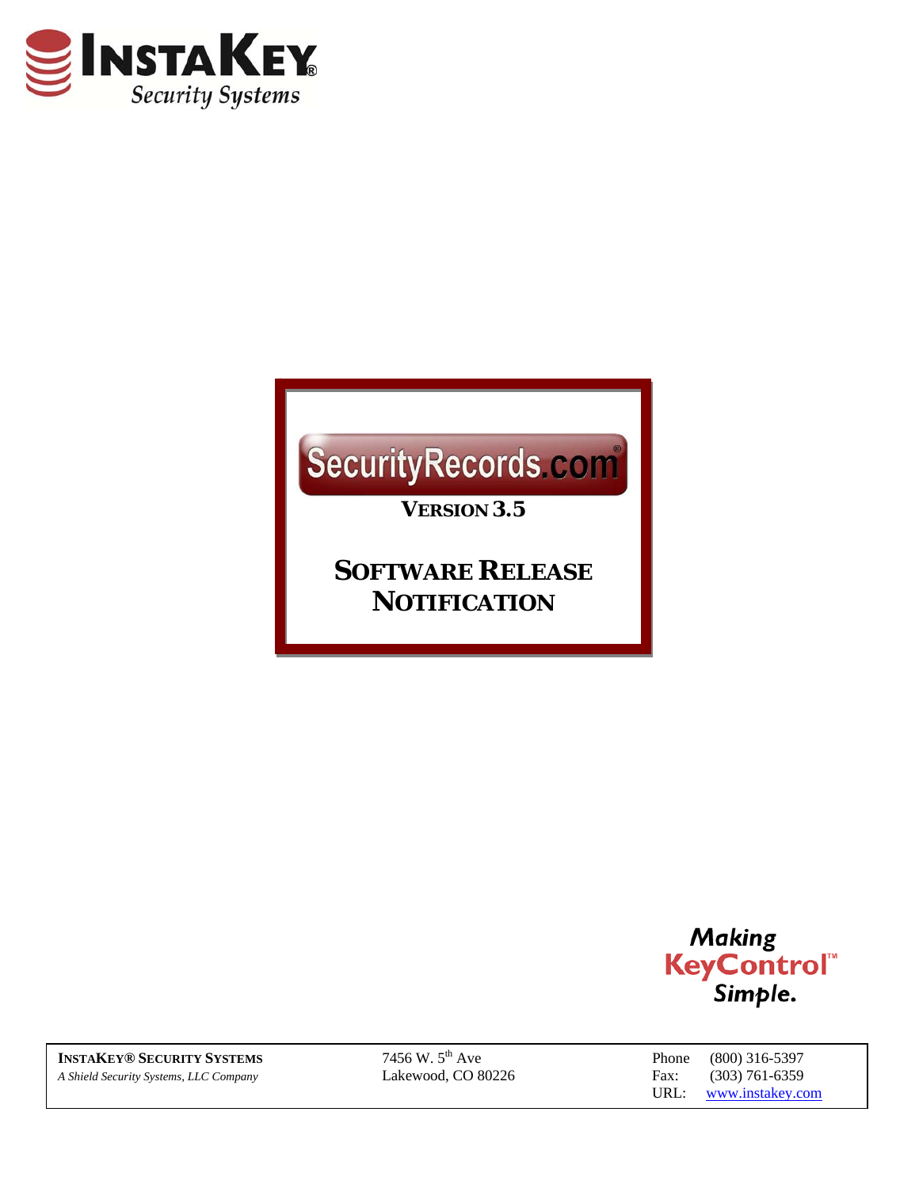InstaKey® Security Systems

# SecurityRecords.com®

## Version 3.5

# Software Release Notification

Making KeyControl™ Simple.

**InstaKey® Security Systems**
*A Shield Security Systems, LLC Company*

7456 W. 5th Ave
Lakewood, CO 80226

Phone (800) 316-5397
Fax: (303) 761-6359
URL: www.instakey.com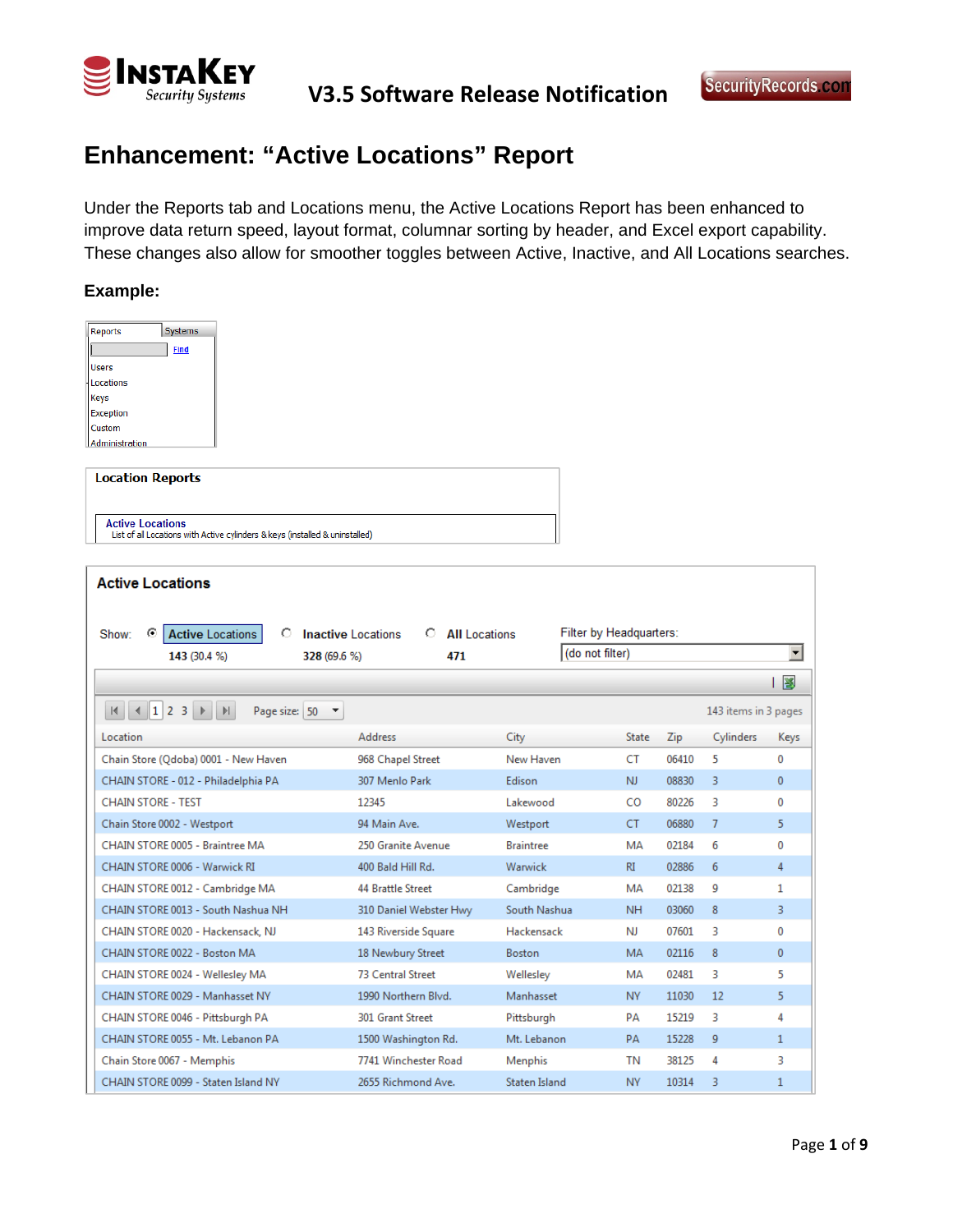# Enhancement: "Active Locations" Report

Under the Reports tab and Locations menu, the Active Locations Report has been enhanced to improve data return speed, layout format, columnar sorting by header, and Excel export capability. These changes also allow for smoother toggles between Active, Inactive, and All Locations searches.

**Example:**

Reports | Systems

Find

Users
Locations
Keys
Exception
Custom
Administration

**Location Reports**

Active Locations
List of all Locations with Active cylinders & keys (installed & uninstalled)

**Active Locations**

Show: ◉ Active Locations 143 (30.4 %) ○ Inactive Locations 328 (69.6 %) ○ All Locations 471

Filter by Headquarters: (do not filter)

1 2 3 Page size: 50 — 143 items in 3 pages

| Location | Address | City | State | Zip | Cylinders | Keys |
|---|---|---|---|---|---|---|
| Chain Store (Qdoba) 0001 - New Haven | 968 Chapel Street | New Haven | CT | 06410 | 5 | 0 |
| CHAIN STORE - 012 - Philadelphia PA | 307 Menlo Park | Edison | NJ | 08830 | 3 | 0 |
| CHAIN STORE - TEST | 12345 | Lakewood | CO | 80226 | 3 | 0 |
| Chain Store 0002 - Westport | 94 Main Ave. | Westport | CT | 06880 | 7 | 5 |
| CHAIN STORE 0005 - Braintree MA | 250 Granite Avenue | Braintree | MA | 02184 | 6 | 0 |
| CHAIN STORE 0006 - Warwick RI | 400 Bald Hill Rd. | Warwick | RI | 02886 | 6 | 4 |
| CHAIN STORE 0012 - Cambridge MA | 44 Brattle Street | Cambridge | MA | 02138 | 9 | 1 |
| CHAIN STORE 0013 - South Nashua NH | 310 Daniel Webster Hwy | South Nashua | NH | 03060 | 8 | 3 |
| CHAIN STORE 0020 - Hackensack, NJ | 143 Riverside Square | Hackensack | NJ | 07601 | 3 | 0 |
| CHAIN STORE 0022 - Boston MA | 18 Newbury Street | Boston | MA | 02116 | 8 | 0 |
| CHAIN STORE 0024 - Wellesley MA | 73 Central Street | Wellesley | MA | 02481 | 3 | 5 |
| CHAIN STORE 0029 - Manhasset NY | 1990 Northern Blvd. | Manhasset | NY | 11030 | 12 | 5 |
| CHAIN STORE 0046 - Pittsburgh PA | 301 Grant Street | Pittsburgh | PA | 15219 | 3 | 4 |
| CHAIN STORE 0055 - Mt. Lebanon PA | 1500 Washington Rd. | Mt. Lebanon | PA | 15228 | 9 | 1 |
| Chain Store 0067 - Memphis | 7741 Winchester Road | Memphis | TN | 38125 | 4 | 3 |
| CHAIN STORE 0099 - Staten Island NY | 2655 Richmond Ave. | Staten Island | NY | 10314 | 3 | 1 |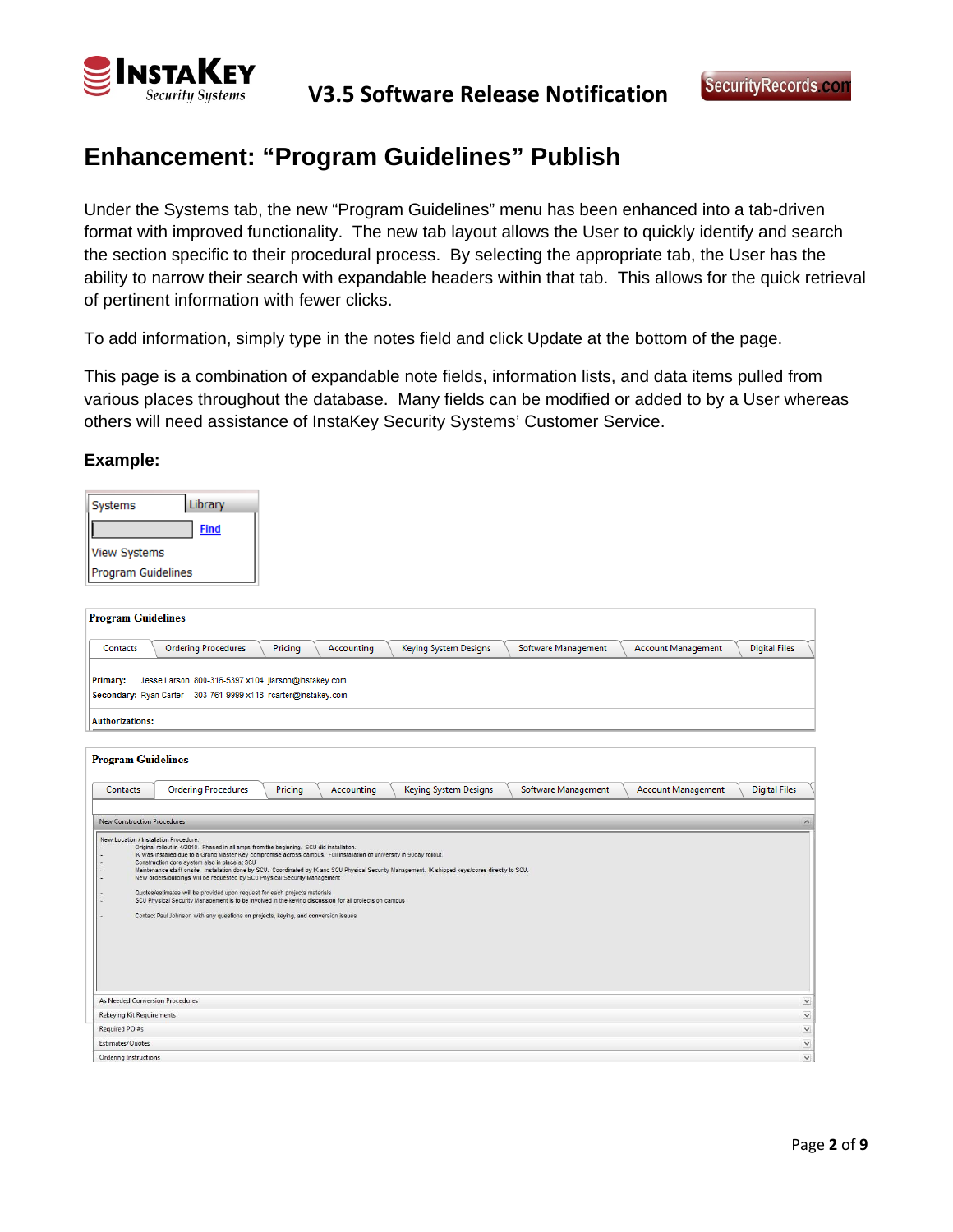# Enhancement: “Program Guidelines” Publish

Under the Systems tab, the new “Program Guidelines” menu has been enhanced into a tab-driven format with improved functionality. The new tab layout allows the User to quickly identify and search the section specific to their procedural process. By selecting the appropriate tab, the User has the ability to narrow their search with expandable headers within that tab. This allows for the quick retrieval of pertinent information with fewer clicks.

To add information, simply type in the notes field and click Update at the bottom of the page.

This page is a combination of expandable note fields, information lists, and data items pulled from various places throughout the database. Many fields can be modified or added to by a User whereas others will need assistance of InstaKey Security Systems’ Customer Service.

**Example:**

Systems | Library

Find

View Systems

Program Guidelines

**Program Guidelines**

Contacts | Ordering Procedures | Pricing | Accounting | Keying System Designs | Software Management | Account Management | Digital Files

**Primary:** Jesse Larson 800-316-5397 x104 jlarson@instakey.com

**Secondary:** Ryan Carter 303-761-9999 x118 rcarter@instakey.com

**Authorizations:**

**Program Guidelines**

Contacts | Ordering Procedures | Pricing | Accounting | Keying System Designs | Software Management | Account Management | Digital Files

New Construction Procedures

New Location / Installation Procedure:

- Original rollout in 4/2010. Phased in all amps from the beginning. SCU did installation.
- IK was installed due to a Grand Master Key compromise across campus. Full installation of university in 90day rollout.
- Construction core system also in place at SCU
- Maintenance staff onsite. Installation done by SCU. Coordinated by IK and SCU Physical Security Management. IK shipped keys/cores directly to SCU.
- New orders/buildings will be requested by SCU Physical Security Management

- Quotes/estimates will be provided upon request for each projects materials
- SCU Physical Security Management is to be involved in the keying discussion for all projects on campus

- Contact Paul Johnson with any questions on projects, keying, and conversion issues

As Needed Conversion Procedures

Rekeying Kit Requirements

Required PO #s

Estimates/Quotes

Ordering Instructions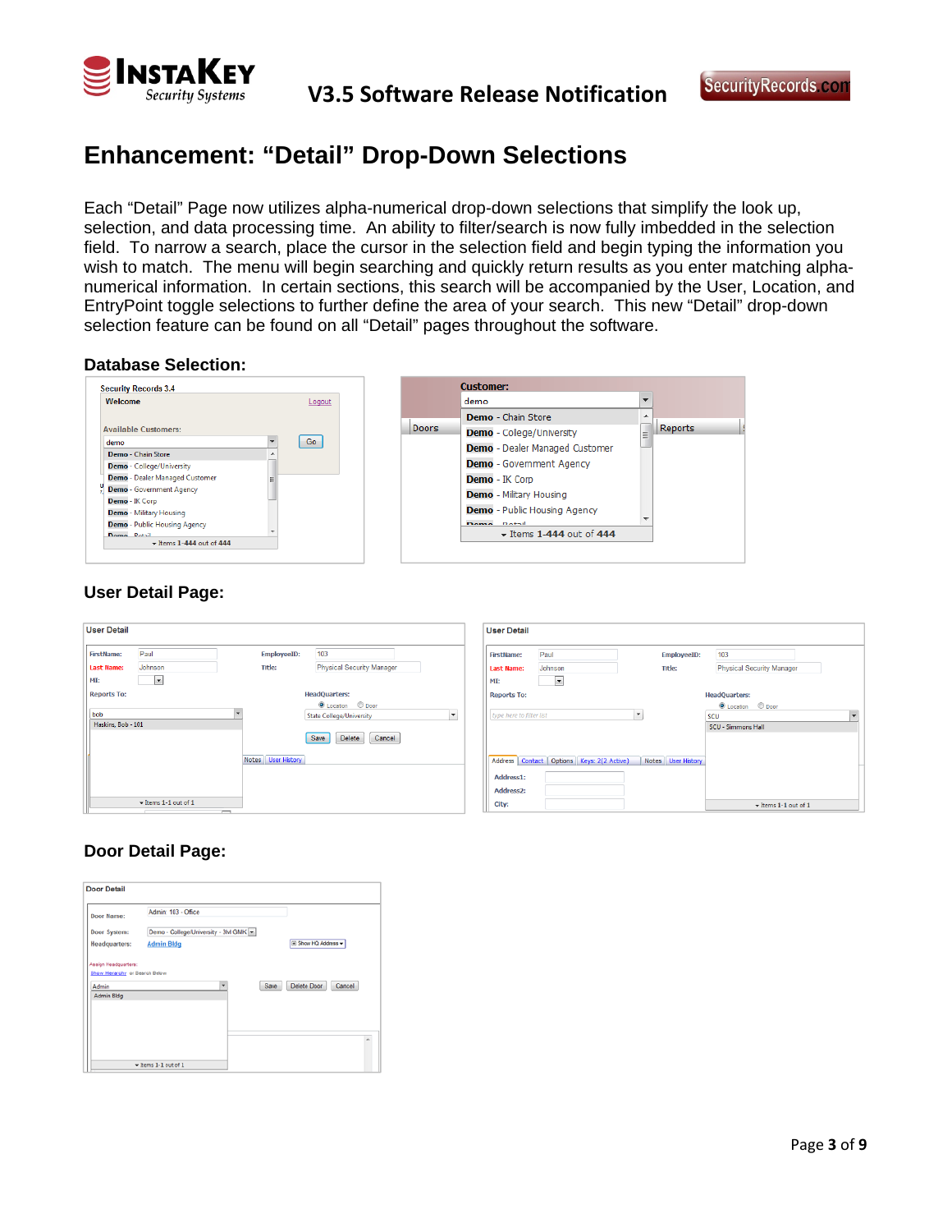## Enhancement: "Detail" Drop-Down Selections

Each "Detail" Page now utilizes alpha-numerical drop-down selections that simplify the look up, selection, and data processing time. An ability to filter/search is now fully imbedded in the selection field. To narrow a search, place the cursor in the selection field and begin typing the information you wish to match. The menu will begin searching and quickly return results as you enter matching alpha-numerical information. In certain sections, this search will be accompanied by the User, Location, and EntryPoint toggle selections to further define the area of your search. This new "Detail" drop-down selection feature can be found on all "Detail" pages throughout the software.

### Database Selection:

### User Detail Page:

### Door Detail Page: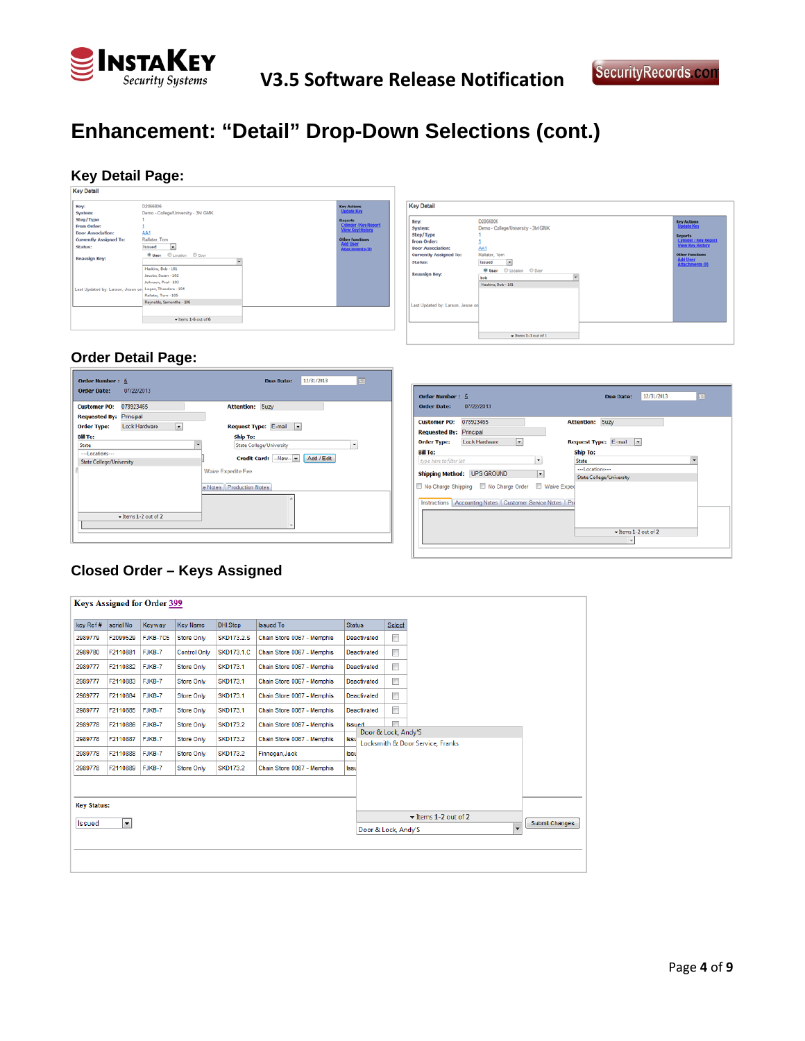# Enhancement: "Detail" Drop-Down Selections (cont.)

## Key Detail Page:

## Order Detail Page:

## Closed Order – Keys Assigned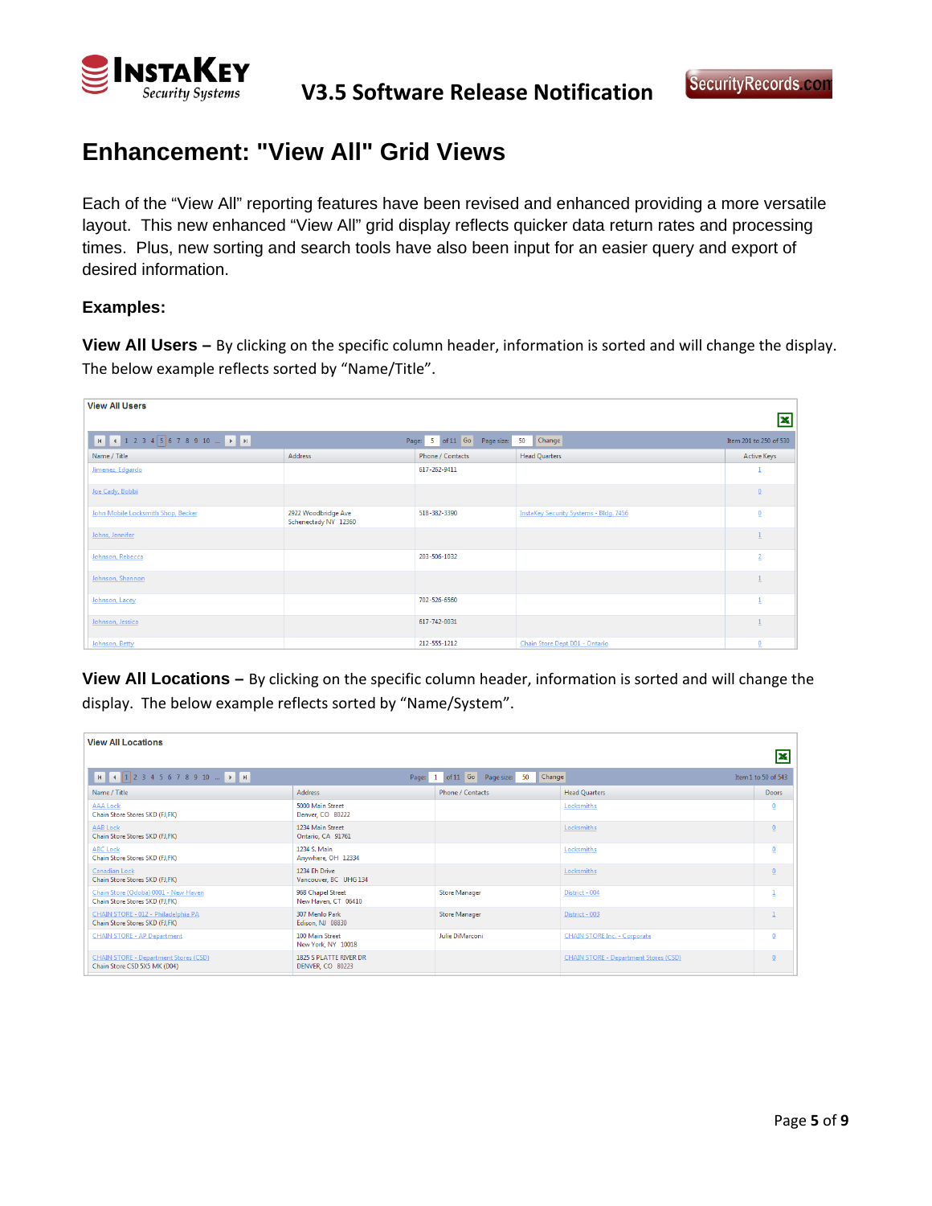# Enhancement: "View All" Grid Views

Each of the "View All" reporting features have been revised and enhanced providing a more versatile layout. This new enhanced "View All" grid display reflects quicker data return rates and processing times. Plus, new sorting and search tools have also been input for an easier query and export of desired information.

**Examples:**

**View All Users –** By clicking on the specific column header, information is sorted and will change the display. The below example reflects sorted by "Name/Title".

**View All Users**

1 2 3 4 5 6 7 8 9 10 ... Page: 5 of 11 Go Page size: 50 Change Item 201 to 250 of 530

| Name / Title | Address | Phone / Contacts | Head Quarters | Active Keys |
|---|---|---|---|---|
| Jimenez, Edgardo | | 617-262-9411 | | 1 |
| Joe Cady, Bobbi | | | | 0 |
| John Mobile Locksmith Shop, Becker | 2922 Woodbridge Ave Schenectady NY 12360 | 518-382-3390 | InstaKey Security Systems - Bldg. 7456 | 0 |
| Johns, Jennifer | | | | 1 |
| Johnson, Rebecca | | 203-506-1032 | | 2 |
| Johnson, Shannon | | | | 1 |
| Johnson, Lacey | | 702-526-6560 | | 1 |
| Johnson, Jessica | | 617-742-0031 | | 1 |
| Johnson, Betty | | 212-555-1212 | Chain Store Dept D01 - Ontario | 0 |

**View All Locations –** By clicking on the specific column header, information is sorted and will change the display. The below example reflects sorted by "Name/System".

**View All Locations**

1 2 3 4 5 6 7 8 9 10 ... Page: 1 of 11 Go Page size: 50 Change Item 1 to 50 of 543

| Name / Title | Address | Phone / Contacts | Head Quarters | Doors |
|---|---|---|---|---|
| AAA Lock<br>Chain Store Stores SKD (FJ,FK) | 5000 Main Street<br>Denver, CO 80222 | | Locksmiths | 0 |
| AAB Lock<br>Chain Store Stores SKD (FJ,FK) | 1234 Main Street<br>Ontario, CA 91761 | | Locksmiths | 0 |
| ABC Lock<br>Chain Store Stores SKD (FJ,FK) | 1234 S. Main<br>Anywhere, OH 12334 | | Locksmiths | 0 |
| Canadian Lock<br>Chain Store Stores SKD (FJ,FK) | 1234 Eh Drive<br>Vancouver, BC UHG 134 | | Locksmiths | 0 |
| Chain Store (Qdoba) 0001 - New Haven<br>Chain Store Stores SKD (FJ,FK) | 968 Chapel Street<br>New Haven, CT 06410 | Store Manager | District - 004 | 1 |
| CHAIN STORE - 012 - Philadelphia PA<br>Chain Store Stores SKD (FJ,FK) | 307 Menlo Park<br>Edison, NJ 08830 | Store Manager | District - 003 | 1 |
| CHAIN STORE - AP Department | 100 Main Street<br>New York, NY 10018 | Julie DiMarconi | CHAIN STORE Inc. - Corporate | 0 |
| CHAIN STORE - Department Stores (CSD)<br>Chain Store CSD 5X5 MK (D04) | 1825 S PLATTE RIVER DR<br>DENVER, CO 80223 | | CHAIN STORE - Department Stores (CSD) | 0 |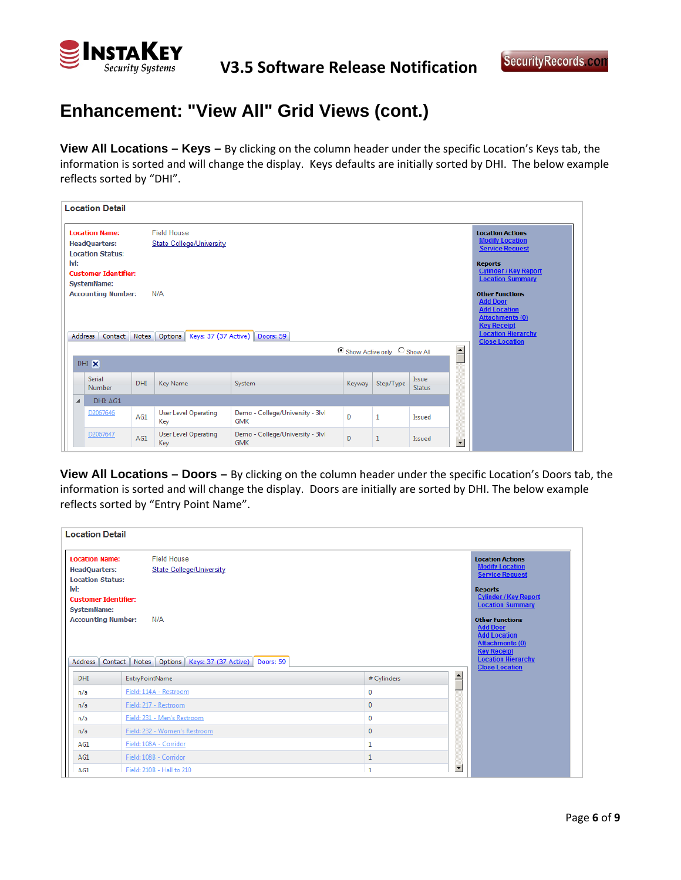# Enhancement: "View All" Grid Views (cont.)

**View All Locations – Keys –** By clicking on the column header under the specific Location's Keys tab, the information is sorted and will change the display. Keys defaults are initially sorted by DHI. The below example reflects sorted by "DHI".

**Location Detail**

| | |
|---|---|
| Location Name: | Field House |
| HeadQuarters: | State College/University |
| Location Status: | |
| lvl: | |
| Customer Identifier: | |
| SystemName: | |
| Accounting Number: | N/A |

Location Actions
- Modify Location
- Service Request

Reports
- Cylinder / Key Report
- Location Summary

Other Functions
- Add Door
- Add Location
- Attachments (0)
- Key Receipt
- Location Hierarchy
- Close Location

Address | Contact | Notes | Options | Keys: 37 (37 Active) | Doors: 59

Show Active only / Show All

DHI

| Serial Number | DHI | Key Name | System | Keyway | Step/Type | Issue Status |
|---|---|---|---|---|---|---|
| DHI: AG1 | | | | | | |
| D2067646 | AG1 | User Level Operating Key | Demo - College/University - 3lvl GMK | D | 1 | Issued |
| D2067647 | AG1 | User Level Operating Key | Demo - College/University - 3lvl GMK | D | 1 | Issued |

**View All Locations – Doors –** By clicking on the column header under the specific Location's Doors tab, the information is sorted and will change the display. Doors are initially are sorted by DHI. The below example reflects sorted by "Entry Point Name".

**Location Detail**

| | |
|---|---|
| Location Name: | Field House |
| HeadQuarters: | State College/University |
| Location Status: | |
| lvl: | |
| Customer Identifier: | |
| SystemName: | |
| Accounting Number: | N/A |

Location Actions
- Modify Location
- Service Request

Reports
- Cylinder / Key Report
- Location Summary

Other Functions
- Add Door
- Add Location
- Attachments (0)
- Key Receipt
- Location Hierarchy
- Close Location

Address | Contact | Notes | Options | Keys: 37 (37 Active) | Doors: 59

| DHI | EntryPointName | # Cylinders |
|---|---|---|
| n/a | Field: 114A - Restroom | 0 |
| n/a | Field: 217 - Restroom | 0 |
| n/a | Field: 231 - Men's Restroom | 0 |
| n/a | Field: 232 - Women's Restroom | 0 |
| AG1 | Field: 108A - Corridor | 1 |
| AG1 | Field: 108B - Corridor | 1 |
| AG1 | Field: 210B - Hall to 210 | 1 |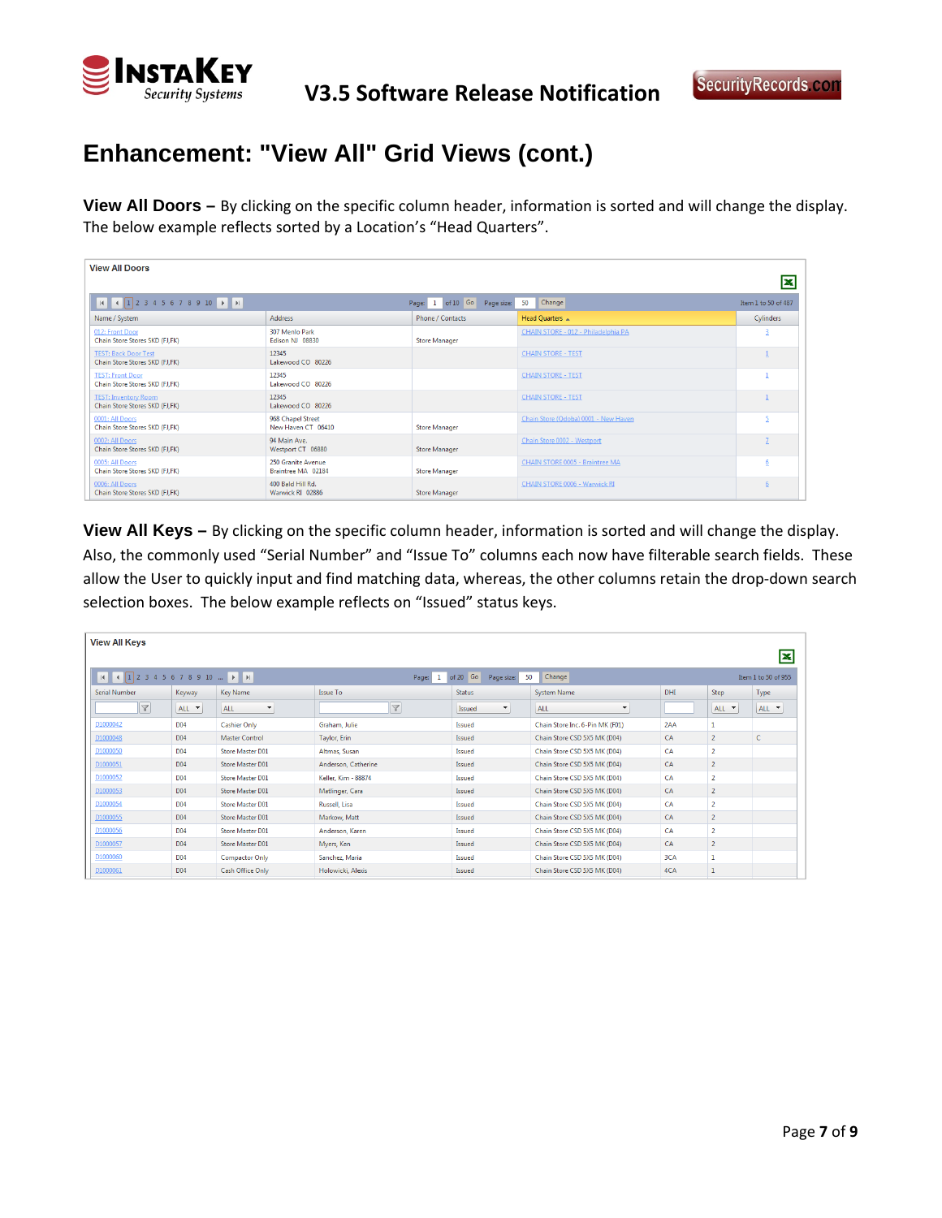# Enhancement: "View All" Grid Views (cont.)

**View All Doors –** By clicking on the specific column header, information is sorted and will change the display. The below example reflects sorted by a Location's "Head Quarters".

**View All Doors**

| Name / System | Address | Phone / Contacts | Head Quarters ▲ | Cylinders |
|---|---|---|---|---|
| 012: Front Door<br>Chain Store Stores SKD (FJ,FK) | 307 Menlo Park<br>Edison NJ 08830 | Store Manager | CHAIN STORE - 012 - Philadelphia PA | 3 |
| TEST: Back Door Test<br>Chain Store Stores SKD (FJ,FK) | 12345<br>Lakewood CO 80226 | | CHAIN STORE - TEST | 1 |
| TEST: Front Door<br>Chain Store Stores SKD (FJ,FK) | 12345<br>Lakewood CO 80226 | | CHAIN STORE - TEST | 1 |
| TEST: Inventory Room<br>Chain Store Stores SKD (FJ,FK) | 12345<br>Lakewood CO 80226 | | CHAIN STORE - TEST | 1 |
| 0001: All Doors<br>Chain Store Stores SKD (FJ,FK) | 968 Chapel Street<br>New Haven CT 06410 | Store Manager | Chain Store (Odoba) 0001 - New Haven | 5 |
| 0002: All Doors<br>Chain Store Stores SKD (FJ,FK) | 94 Main Ave.<br>Westport CT 06880 | Store Manager | Chain Store 0002 - Westport | 7 |
| 0005: All Doors<br>Chain Store Stores SKD (FJ,FK) | 250 Granite Avenue<br>Braintree MA 02184 | Store Manager | CHAIN STORE 0005 - Braintree MA | 6 |
| 0006: All Doors<br>Chain Store Stores SKD (FJ,FK) | 400 Bald Hill Rd.<br>Warwick RI 02886 | Store Manager | CHAIN STORE 0006 - Warwick RI | 6 |

**View All Keys –** By clicking on the specific column header, information is sorted and will change the display. Also, the commonly used "Serial Number" and "Issue To" columns each now have filterable search fields. These allow the User to quickly input and find matching data, whereas, the other columns retain the drop-down search selection boxes. The below example reflects on "Issued" status keys.

**View All Keys**

| Serial Number | Keyway | Key Name | Issue To | Status | System Name | DHI | Step | Type |
|---|---|---|---|---|---|---|---|---|
| D1000042 | D04 | Cashier Only | Graham, Julie | Issued | Chain Store Inc. 6-Pin MK (F01) | 2AA | 1 | |
| D1000048 | D04 | Master Control | Taylor, Erin | Issued | Chain Store CSD 5X5 MK (D04) | CA | 2 | C |
| D1000050 | D04 | Store Master D01 | Altmas, Susan | Issued | Chain Store CSD 5X5 MK (D04) | CA | 2 | |
| D1000051 | D04 | Store Master D01 | Anderson, Catherine | Issued | Chain Store CSD 5X5 MK (D04) | CA | 2 | |
| D1000052 | D04 | Store Master D01 | Keller, Kim - 88874 | Issued | Chain Store CSD 5X5 MK (D04) | CA | 2 | |
| D1000053 | D04 | Store Master D01 | Matlinger, Cara | Issued | Chain Store CSD 5X5 MK (D04) | CA | 2 | |
| D1000054 | D04 | Store Master D01 | Russell, Lisa | Issued | Chain Store CSD 5X5 MK (D04) | CA | 2 | |
| D1000055 | D04 | Store Master D01 | Markow, Matt | Issued | Chain Store CSD 5X5 MK (D04) | CA | 2 | |
| D1000056 | D04 | Store Master D01 | Anderson, Karen | Issued | Chain Store CSD 5X5 MK (D04) | CA | 2 | |
| D1000057 | D04 | Store Master D01 | Myers, Ken | Issued | Chain Store CSD 5X5 MK (D04) | CA | 2 | |
| D1000060 | D04 | Compactor Only | Sanchez, Maria | Issued | Chain Store CSD 5X5 MK (D04) | 3CA | 1 | |
| D1000061 | D04 | Cash Office Only | Holowicki, Alexis | Issued | Chain Store CSD 5X5 MK (D04) | 4CA | 1 | |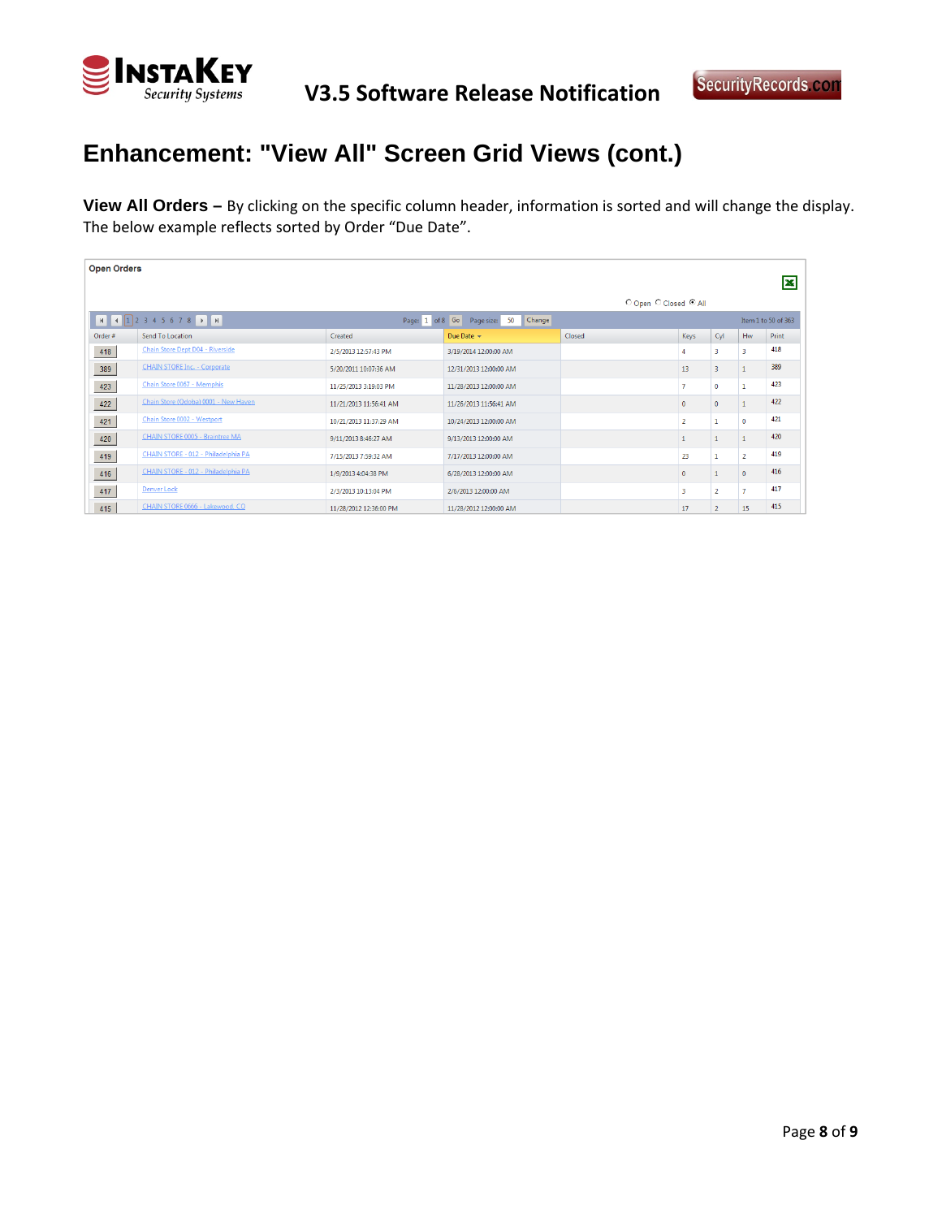# Enhancement: "View All" Screen Grid Views (cont.)

**View All Orders –** By clicking on the specific column header, information is sorted and will change the display. The below example reflects sorted by Order "Due Date".

**Open Orders**

Open Closed All

Page: 1 of 8 Go Page size: 50 Change Item 1 to 50 of 363

| Order # | Send To Location | Created | Due Date | Closed | Keys | Cyl | Hw | Print |
|---|---|---|---|---|---|---|---|---|
| 418 | Chain Store Dept D04 - Riverside | 2/5/2013 12:57:43 PM | 3/19/2014 12:00:00 AM | | 4 | 3 | 3 | 418 |
| 389 | CHAIN STORE Inc. - Corporate | 5/20/2011 10:07:36 AM | 12/31/2013 12:00:00 AM | | 13 | 3 | 1 | 389 |
| 423 | Chain Store 0067 - Memphis | 11/25/2013 3:19:03 PM | 11/28/2013 12:00:00 AM | | 7 | 0 | 1 | 423 |
| 422 | Chain Store (Orlobal) 0001 - New Haven | 11/21/2013 11:56:41 AM | 11/26/2013 11:56:41 AM | | 0 | 0 | 1 | 422 |
| 421 | Chain Store 0002 - Westport | 10/21/2013 11:37:29 AM | 10/24/2013 12:00:00 AM | | 2 | 1 | 0 | 421 |
| 420 | CHAIN STORE 0005 - Braintree MA | 9/11/2013 8:46:27 AM | 9/13/2013 12:00:00 AM | | 1 | 1 | 1 | 420 |
| 419 | CHAIN STORE - 012 - Philadelphia PA | 7/15/2013 7:59:32 AM | 7/17/2013 12:00:00 AM | | 23 | 1 | 2 | 419 |
| 416 | CHAIN STORE - 012 - Philadelphia PA | 1/9/2013 4:04:38 PM | 6/28/2013 12:00:00 AM | | 0 | 1 | 0 | 416 |
| 417 | Denver Lock | 2/3/2013 10:13:04 PM | 2/6/2013 12:00:00 AM | | 3 | 2 | 7 | 417 |
| 415 | CHAIN STORE 0666 - Lakewood, CO | 11/28/2012 12:36:00 PM | 11/28/2012 12:00:00 AM | | 17 | 2 | 15 | 415 |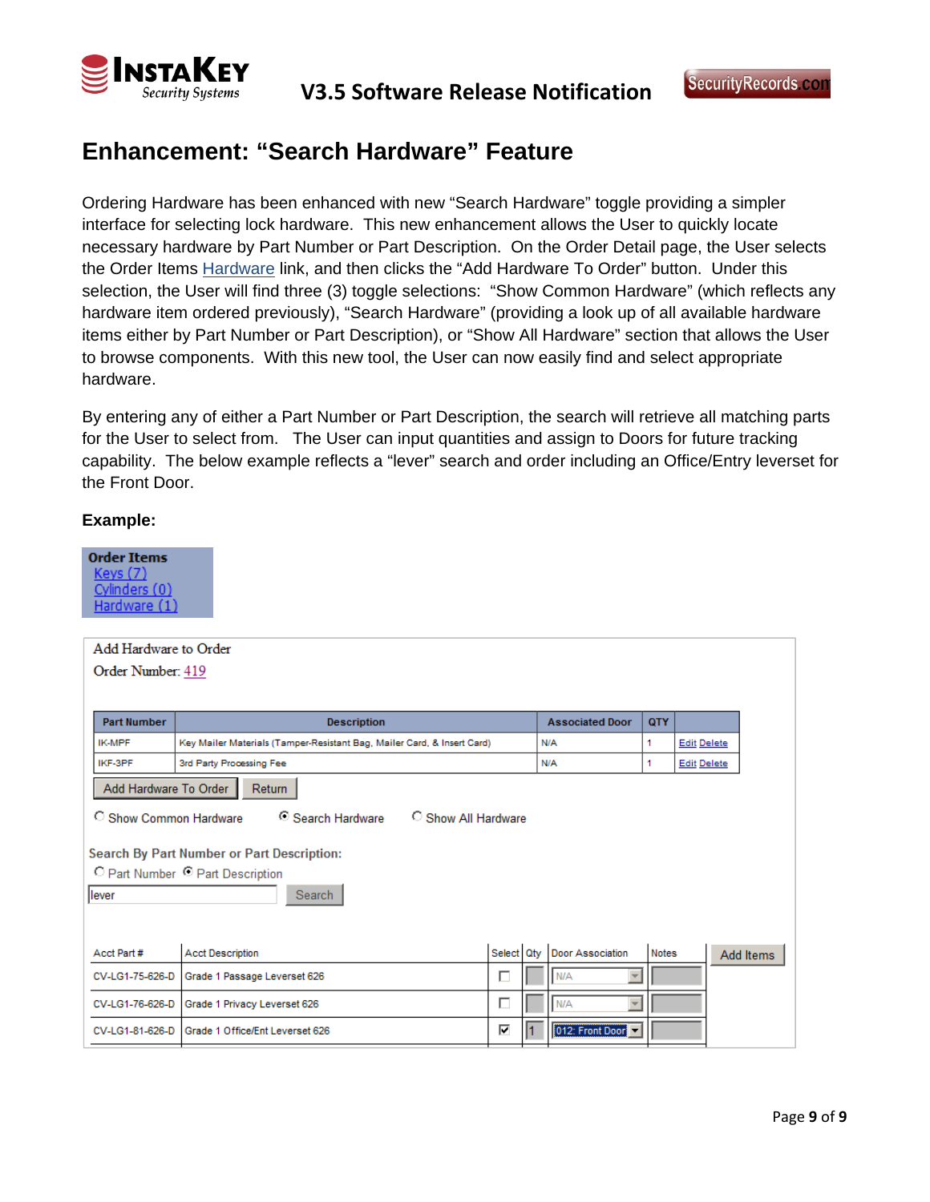# Enhancement: "Search Hardware" Feature

Ordering Hardware has been enhanced with new "Search Hardware" toggle providing a simpler interface for selecting lock hardware. This new enhancement allows the User to quickly locate necessary hardware by Part Number or Part Description. On the Order Detail page, the User selects the Order Items Hardware link, and then clicks the "Add Hardware To Order" button. Under this selection, the User will find three (3) toggle selections: "Show Common Hardware" (which reflects any hardware item ordered previously), "Search Hardware" (providing a look up of all available hardware items either by Part Number or Part Description), or "Show All Hardware" section that allows the User to browse components. With this new tool, the User can now easily find and select appropriate hardware.

By entering any of either a Part Number or Part Description, the search will retrieve all matching parts for the User to select from. The User can input quantities and assign to Doors for future tracking capability. The below example reflects a "lever" search and order including an Office/Entry leverset for the Front Door.

**Example:**

**Order Items**
Keys (7)
Cylinders (0)
Hardware (1)

Add Hardware to Order
Order Number: 419

| Part Number | Description | Associated Door | QTY | |
|---|---|---|---|---|
| IK-MPF | Key Mailer Materials (Tamper-Resistant Bag, Mailer Card, & Insert Card) | N/A | 1 | Edit Delete |
| IKF-3PF | 3rd Party Processing Fee | N/A | 1 | Edit Delete |

Add Hardware To Order | Return

○ Show Common Hardware ◉ Search Hardware ○ Show All Hardware

Search By Part Number or Part Description:
○ Part Number ◉ Part Description
lever | Search

| Acct Part # | Acct Description | Select | Qty | Door Association | Notes | Add Items |
|---|---|---|---|---|---|---|
| CV-LG1-75-626-D | Grade 1 Passage Leverset 626 | ☐ | | N/A | | |
| CV-LG1-76-626-D | Grade 1 Privacy Leverset 626 | ☐ | | N/A | | |
| CV-LG1-81-626-D | Grade 1 Office/Ent Leverset 626 | ☑ | 1 | 012: Front Door | | |